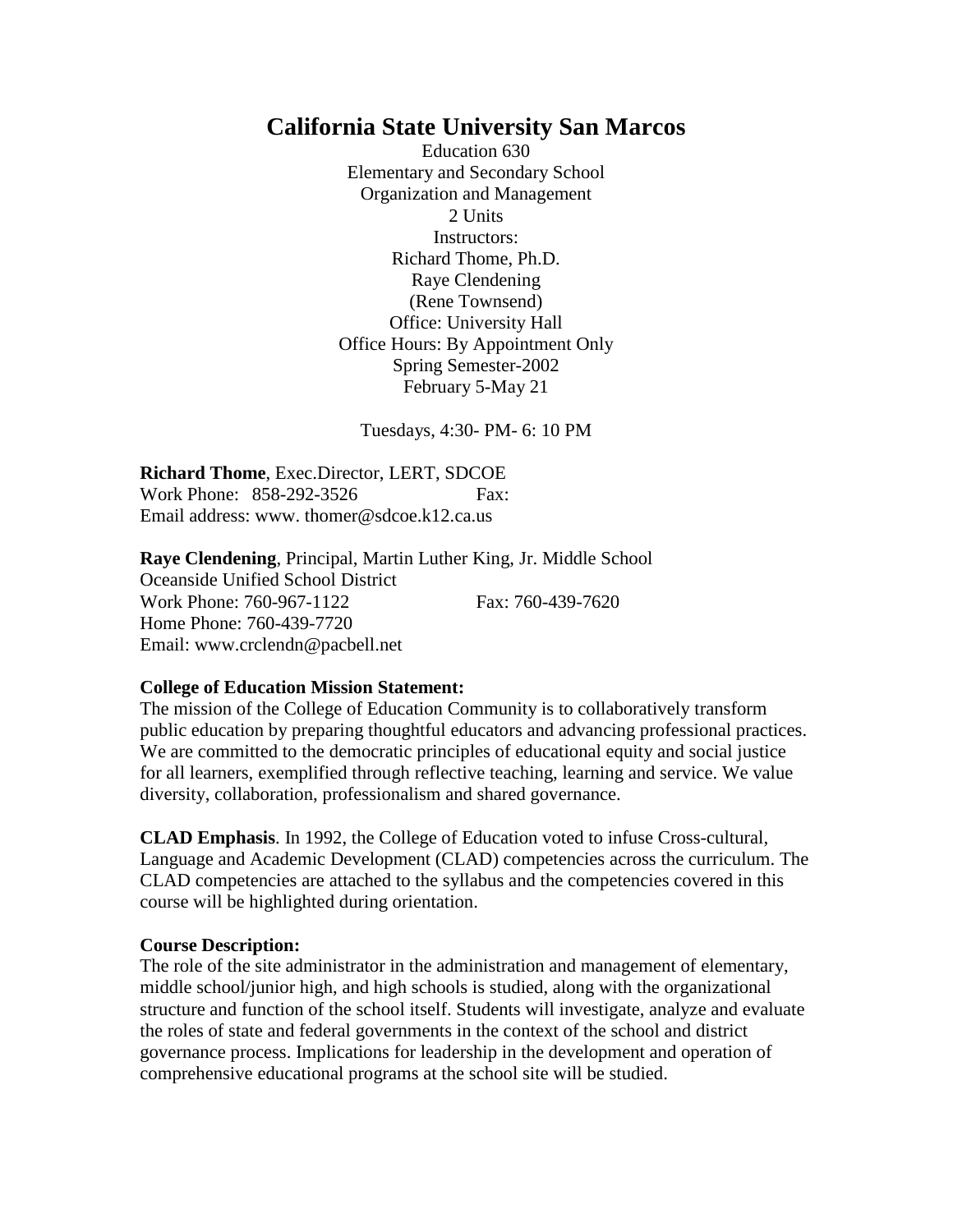# California State University San Marcos

Education 630
Elementary and Secondary School
Organization and Management
2 Units
Instructors:
Richard Thome, Ph.D.
Raye Clendening
(Rene Townsend)
Office: University Hall
Office Hours: By Appointment Only
Spring Semester-2002
February 5-May 21

Tuesdays, 4:30- PM- 6: 10 PM

**Richard Thome**, Exec.Director, LERT, SDCOE
Work Phone: 858-292-3526 Fax:
Email address: www. thomer@sdcoe.k12.ca.us

**Raye Clendening**, Principal, Martin Luther King, Jr. Middle School
Oceanside Unified School District
Work Phone: 760-967-1122 Fax: 760-439-7620
Home Phone: 760-439-7720
Email: www.crclendn@pacbell.net

**College of Education Mission Statement:**
The mission of the College of Education Community is to collaboratively transform public education by preparing thoughtful educators and advancing professional practices. We are committed to the democratic principles of educational equity and social justice for all learners, exemplified through reflective teaching, learning and service. We value diversity, collaboration, professionalism and shared governance.

**CLAD Emphasis**. In 1992, the College of Education voted to infuse Cross-cultural, Language and Academic Development (CLAD) competencies across the curriculum. The CLAD competencies are attached to the syllabus and the competencies covered in this course will be highlighted during orientation.

**Course Description:**
The role of the site administrator in the administration and management of elementary, middle school/junior high, and high schools is studied, along with the organizational structure and function of the school itself. Students will investigate, analyze and evaluate the roles of state and federal governments in the context of the school and district governance process. Implications for leadership in the development and operation of comprehensive educational programs at the school site will be studied.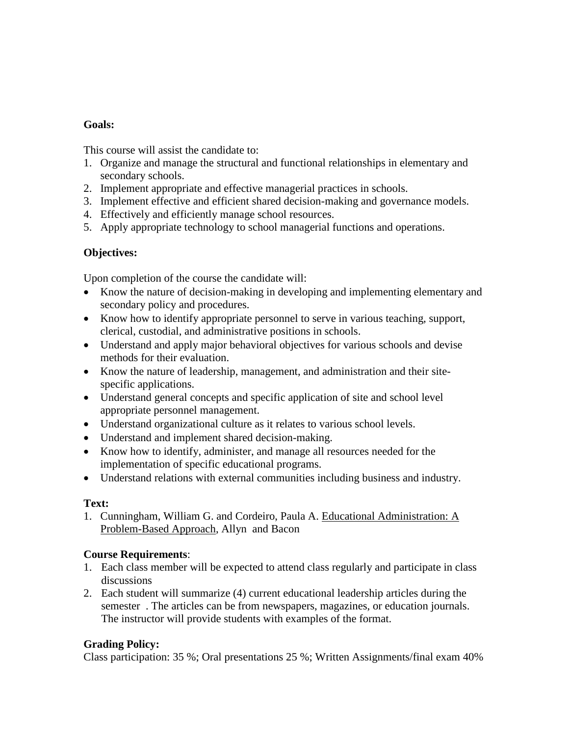**Goals:**

This course will assist the candidate to:

1. Organize and manage the structural and functional relationships in elementary and secondary schools.
2. Implement appropriate and effective managerial practices in schools.
3. Implement effective and efficient shared decision-making and governance models.
4. Effectively and efficiently manage school resources.
5. Apply appropriate technology to school managerial functions and operations.

**Objectives:**

Upon completion of the course the candidate will:

- Know the nature of decision-making in developing and implementing elementary and secondary policy and procedures.
- Know how to identify appropriate personnel to serve in various teaching, support, clerical, custodial, and administrative positions in schools.
- Understand and apply major behavioral objectives for various schools and devise methods for their evaluation.
- Know the nature of leadership, management, and administration and their site-specific applications.
- Understand general concepts and specific application of site and school level appropriate personnel management.
- Understand organizational culture as it relates to various school levels.
- Understand and implement shared decision-making.
- Know how to identify, administer, and manage all resources needed for the implementation of specific educational programs.
- Understand relations with external communities including business and industry.

**Text:**

1. Cunningham, William G. and Cordeiro, Paula A. Educational Administration: A Problem-Based Approach, Allyn and Bacon

**Course Requirements**:

1. Each class member will be expected to attend class regularly and participate in class discussions
2. Each student will summarize (4) current educational leadership articles during the semester . The articles can be from newspapers, magazines, or education journals. The instructor will provide students with examples of the format.

**Grading Policy:**

Class participation: 35 %; Oral presentations 25 %; Written Assignments/final exam 40%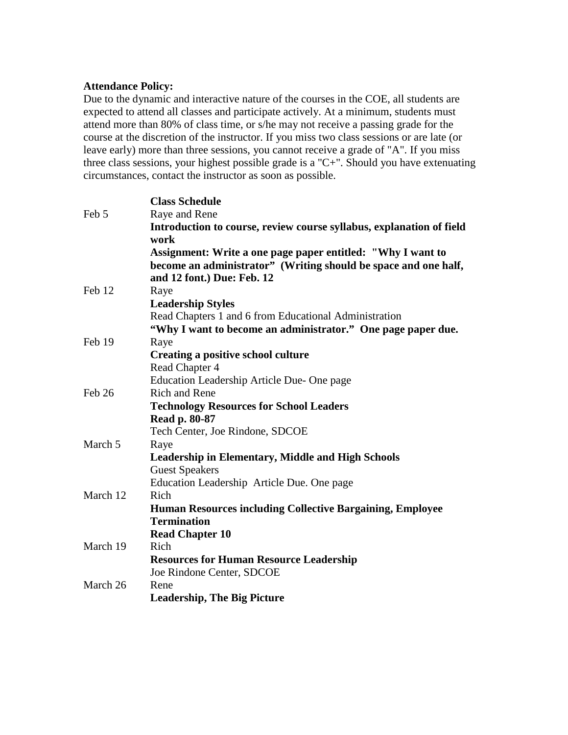**Attendance Policy:**

Due to the dynamic and interactive nature of the courses in the COE, all students are expected to attend all classes and participate actively. At a minimum, students must attend more than 80% of class time, or s/he may not receive a passing grade for the course at the discretion of the instructor. If you miss two class sessions or are late (or leave early) more than three sessions, you cannot receive a grade of "A". If you miss three class sessions, your highest possible grade is a "C+". Should you have extenuating circumstances, contact the instructor as soon as possible.

| | **Class Schedule** |
|---|---|
| Feb 5 | Raye and Rene<br>**Introduction to course, review course syllabus, explanation of field work**<br>**Assignment: Write a one page paper entitled: "Why I want to become an administrator" (Writing should be space and one half, and 12 font.) Due: Feb. 12** |
| Feb 12 | Raye<br>**Leadership Styles**<br>Read Chapters 1 and 6 from Educational Administration<br>**"Why I want to become an administrator." One page paper due.** |
| Feb 19 | Raye<br>**Creating a positive school culture**<br>Read Chapter 4<br>Education Leadership Article Due- One page |
| Feb 26 | Rich and Rene<br>**Technology Resources for School Leaders**<br>**Read p. 80-87**<br>Tech Center, Joe Rindone, SDCOE |
| March 5 | Raye<br>**Leadership in Elementary, Middle and High Schools**<br>Guest Speakers<br>Education Leadership Article Due. One page |
| March 12 | Rich<br>**Human Resources including Collective Bargaining, Employee Termination**<br>**Read Chapter 10** |
| March 19 | Rich<br>**Resources for Human Resource Leadership**<br>Joe Rindone Center, SDCOE |
| March 26 | Rene<br>**Leadership, The Big Picture** |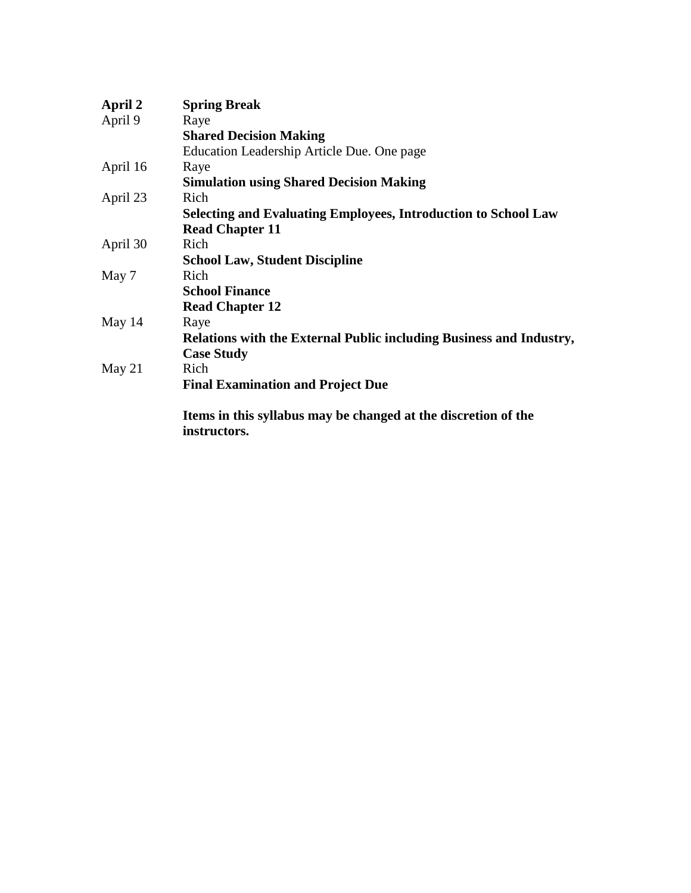| | |
|---|---|
| **April 2** | **Spring Break** |
| April 9 | Raye<br>**Shared Decision Making**<br>Education Leadership Article Due. One page |
| April 16 | Raye<br>**Simulation using Shared Decision Making** |
| April 23 | Rich<br>**Selecting and Evaluating Employees, Introduction to School Law**<br>**Read Chapter 11** |
| April 30 | Rich<br>**School Law, Student Discipline** |
| May 7 | Rich<br>**School Finance**<br>**Read Chapter 12** |
| May 14 | Raye<br>**Relations with the External Public including Business and Industry, Case Study** |
| May 21 | Rich<br>**Final Examination and Project Due** |

**Items in this syllabus may be changed at the discretion of the instructors.**